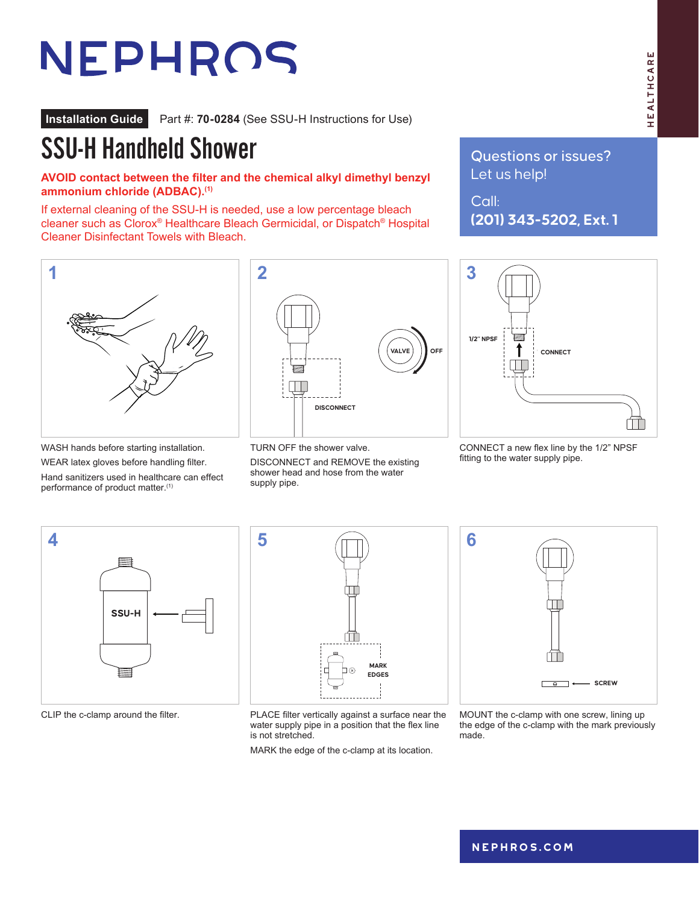NEPHROS

HEALTHCARE

**Installation Guide** Part #: **70-0284** (See SSU-H Instructions for Use)

# SSU-H Handheld Shower

**AVOID contact between the filter and the chemical alkyl dimethyl benzyl ammonium chloride (ADBAC).[1]**

If external cleaning of the SSU-H is needed, use a low percentage bleach cleaner such as Clorox® Healthcare Bleach Germicidal, or Dispatch® Hospital Cleaner Disinfectant Towels with Bleach.

Questions or issues?
Let us help!

Call:
**(201) 343-5202, Ext. 1**

**1**

WASH hands before starting installation.

WEAR latex gloves before handling filter.

Hand sanitizers used in healthcare can effect performance of product matter.[1]

**2**

VALVE OFF

DISCONNECT

TURN OFF the shower valve.

DISCONNECT and REMOVE the existing shower head and hose from the water supply pipe.

**3**

1/2" NPSF

CONNECT

CONNECT a new flex line by the 1/2" NPSF fitting to the water supply pipe.

**4**

SSU-H

CLIP the c-clamp around the filter.

**5**

MARK EDGES

PLACE filter vertically against a surface near the water supply pipe in a position that the flex line is not stretched.

MARK the edge of the c-clamp at its location.

**6**

SCREW

MOUNT the c-clamp with one screw, lining up the edge of the c-clamp with the mark previously made.

NEPHROS.COM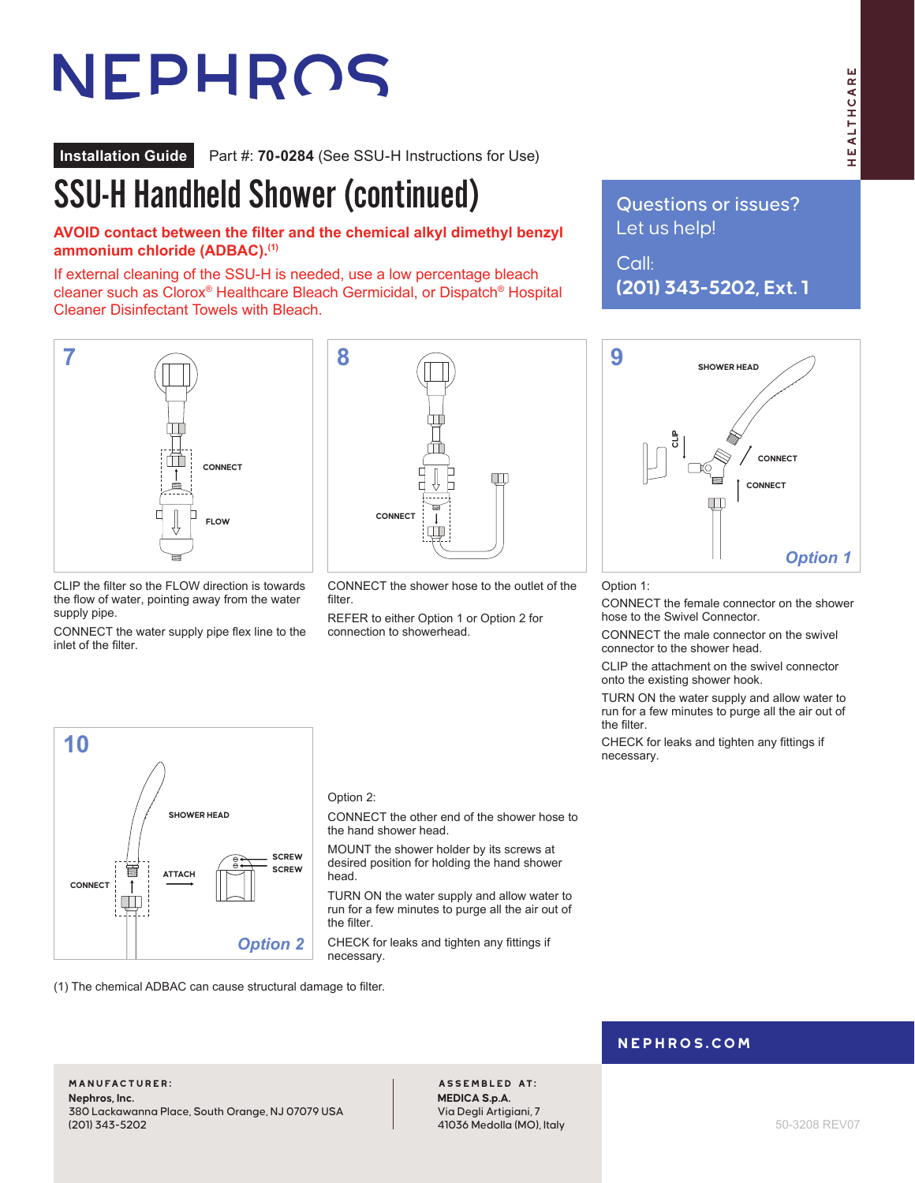# NEPHROS

HEALTHCARE

**Installation Guide** Part #: **70-0284** (See SSU-H Instructions for Use)

# SSU-H Handheld Shower (continued)

**AVOID contact between the filter and the chemical alkyl dimethyl benzyl ammonium chloride (ADBAC).**[(1)]

If external cleaning of the SSU-H is needed, use a low percentage bleach cleaner such as Clorox® Healthcare Bleach Germicidal, or Dispatch® Hospital Cleaner Disinfectant Towels with Bleach.

Questions or issues?
Let us help!

Call:
**(201) 343-5202, Ext. 1**

### 7

CONNECT

FLOW

CLIP the filter so the FLOW direction is towards the flow of water, pointing away from the water supply pipe.

CONNECT the water supply pipe flex line to the inlet of the filter.

### 8

CONNECT

CONNECT the shower hose to the outlet of the filter.

REFER to either Option 1 or Option 2 for connection to showerhead.

### 9

SHOWER HEAD

CLIP

CONNECT

CONNECT

*Option 1*

Option 1:

CONNECT the female connector on the shower hose to the Swivel Connector.

CONNECT the male connector on the swivel connector to the shower head.

CLIP the attachment on the swivel connector onto the existing shower hook.

TURN ON the water supply and allow water to run for a few minutes to purge all the air out of the filter.

CHECK for leaks and tighten any fittings if necessary.

### 10

SHOWER HEAD

SCREW

SCREW

ATTACH

CONNECT

*Option 2*

Option 2:

CONNECT the other end of the shower hose to the hand shower head.

MOUNT the shower holder by its screws at desired position for holding the hand shower head.

TURN ON the water supply and allow water to run for a few minutes to purge all the air out of the filter.

CHECK for leaks and tighten any fittings if necessary.

(1) The chemical ADBAC can cause structural damage to filter.

**NEPHROS.COM**

**MANUFACTURER:**
**Nephros, Inc.**
380 Lackawanna Place, South Orange, NJ 07079 USA
(201) 343-5202

**ASSEMBLED AT:**
**MEDICA S.p.A.**
Via Degli Artigiani, 7
41036 Medolla (MO), Italy

50-3208 REV07